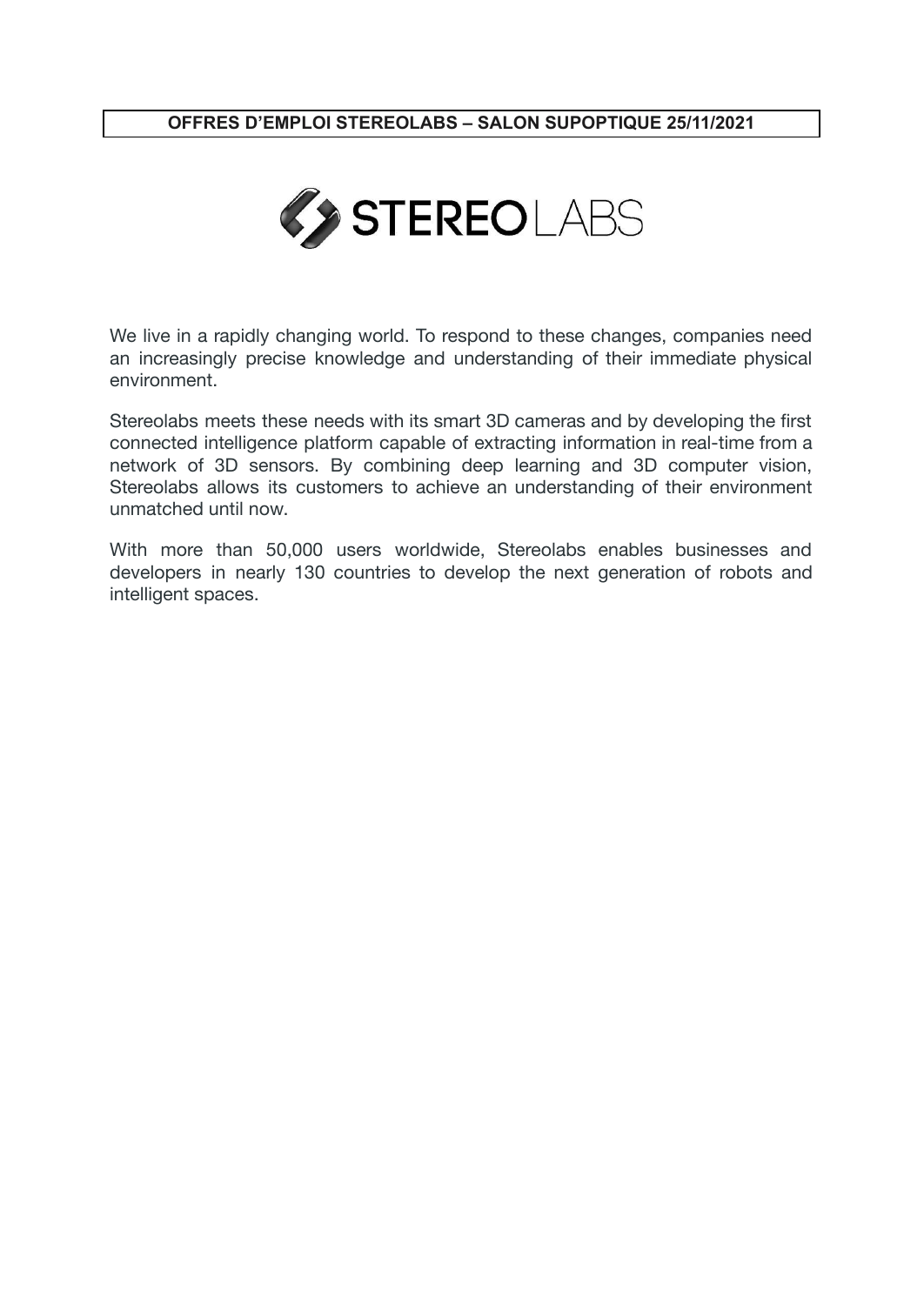**OFFRES D'EMPLOI STEREOLABS – SALON SUPOPTIQUE 25/11/2021**

STEREOLABS

We live in a rapidly changing world. To respond to these changes, companies need an increasingly precise knowledge and understanding of their immediate physical environment.

Stereolabs meets these needs with its smart 3D cameras and by developing the first connected intelligence platform capable of extracting information in real-time from a network of 3D sensors. By combining deep learning and 3D computer vision, Stereolabs allows its customers to achieve an understanding of their environment unmatched until now.

With more than 50,000 users worldwide, Stereolabs enables businesses and developers in nearly 130 countries to develop the next generation of robots and intelligent spaces.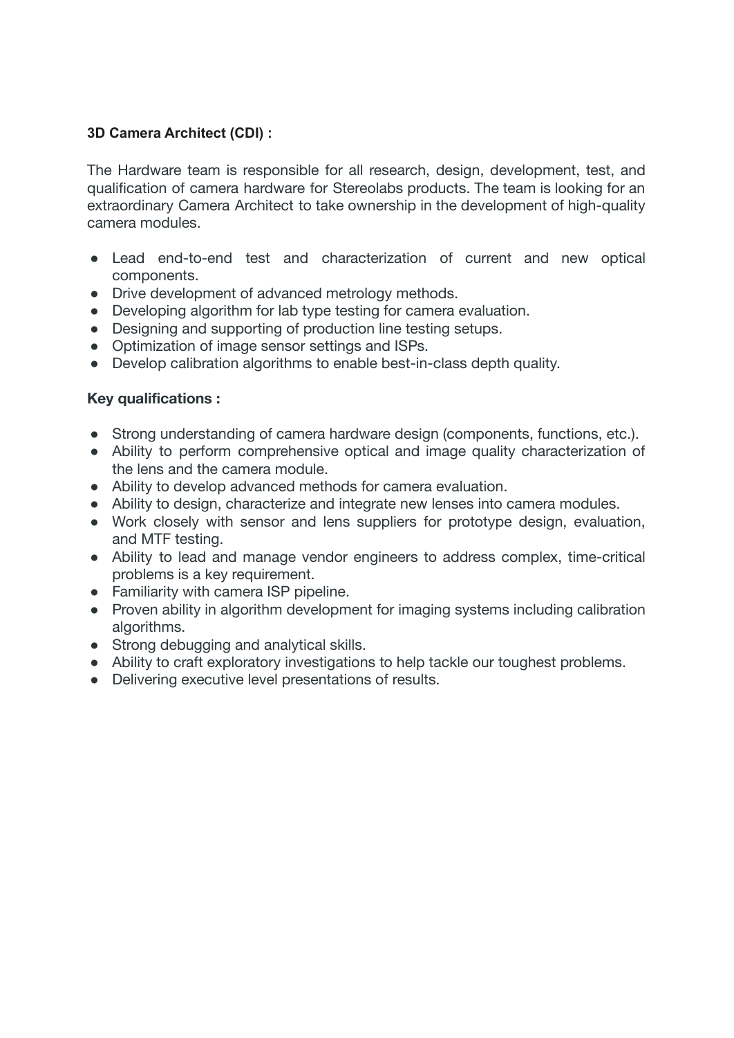**3D Camera Architect (CDI) :**

The Hardware team is responsible for all research, design, development, test, and qualification of camera hardware for Stereolabs products. The team is looking for an extraordinary Camera Architect to take ownership in the development of high-quality camera modules.

- Lead end-to-end test and characterization of current and new optical components.
- Drive development of advanced metrology methods.
- Developing algorithm for lab type testing for camera evaluation.
- Designing and supporting of production line testing setups.
- Optimization of image sensor settings and ISPs.
- Develop calibration algorithms to enable best-in-class depth quality.

**Key qualifications :**

- Strong understanding of camera hardware design (components, functions, etc.).
- Ability to perform comprehensive optical and image quality characterization of the lens and the camera module.
- Ability to develop advanced methods for camera evaluation.
- Ability to design, characterize and integrate new lenses into camera modules.
- Work closely with sensor and lens suppliers for prototype design, evaluation, and MTF testing.
- Ability to lead and manage vendor engineers to address complex, time-critical problems is a key requirement.
- Familiarity with camera ISP pipeline.
- Proven ability in algorithm development for imaging systems including calibration algorithms.
- Strong debugging and analytical skills.
- Ability to craft exploratory investigations to help tackle our toughest problems.
- Delivering executive level presentations of results.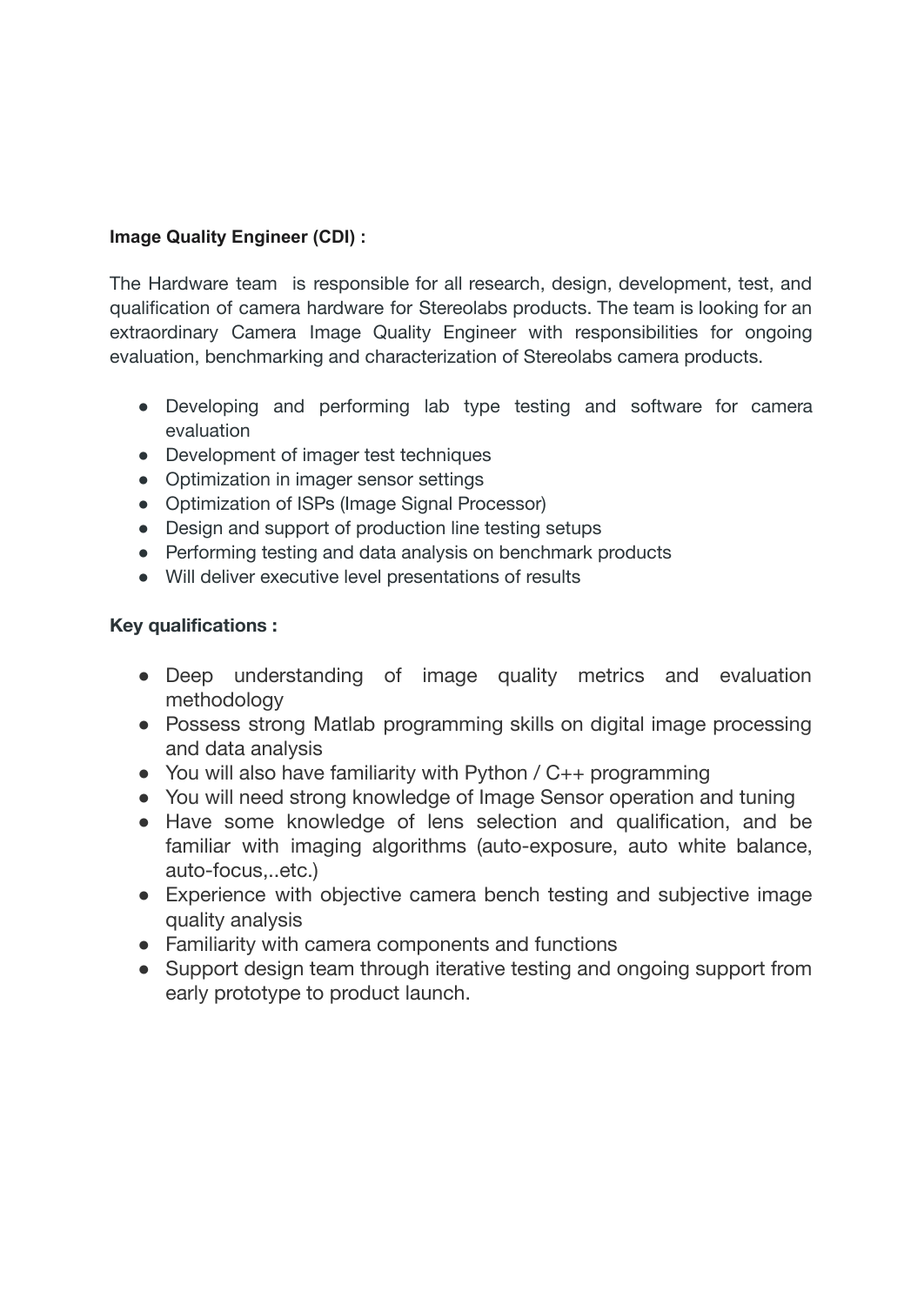**Image Quality Engineer (CDI) :**

The Hardware team is responsible for all research, design, development, test, and qualification of camera hardware for Stereolabs products. The team is looking for an extraordinary Camera Image Quality Engineer with responsibilities for ongoing evaluation, benchmarking and characterization of Stereolabs camera products.

- Developing and performing lab type testing and software for camera evaluation
- Development of imager test techniques
- Optimization in imager sensor settings
- Optimization of ISPs (Image Signal Processor)
- Design and support of production line testing setups
- Performing testing and data analysis on benchmark products
- Will deliver executive level presentations of results

**Key qualifications :**

- Deep understanding of image quality metrics and evaluation methodology
- Possess strong Matlab programming skills on digital image processing and data analysis
- You will also have familiarity with Python / C++ programming
- You will need strong knowledge of Image Sensor operation and tuning
- Have some knowledge of lens selection and qualification, and be familiar with imaging algorithms (auto-exposure, auto white balance, auto-focus,..etc.)
- Experience with objective camera bench testing and subjective image quality analysis
- Familiarity with camera components and functions
- Support design team through iterative testing and ongoing support from early prototype to product launch.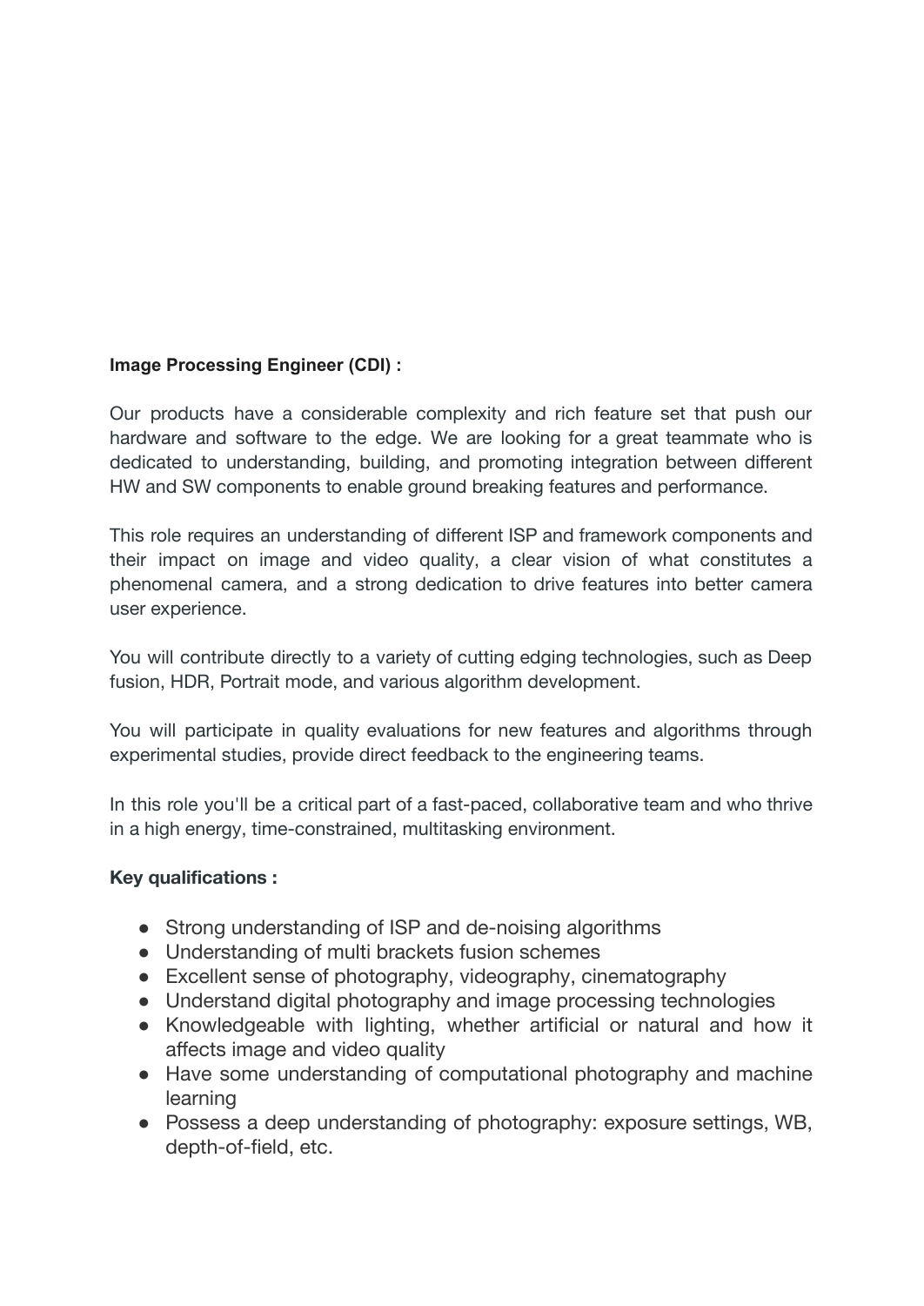**Image Processing Engineer (CDI) :**

Our products have a considerable complexity and rich feature set that push our hardware and software to the edge. We are looking for a great teammate who is dedicated to understanding, building, and promoting integration between different HW and SW components to enable ground breaking features and performance.

This role requires an understanding of different ISP and framework components and their impact on image and video quality, a clear vision of what constitutes a phenomenal camera, and a strong dedication to drive features into better camera user experience.

You will contribute directly to a variety of cutting edging technologies, such as Deep fusion, HDR, Portrait mode, and various algorithm development.

You will participate in quality evaluations for new features and algorithms through experimental studies, provide direct feedback to the engineering teams.

In this role you'll be a critical part of a fast-paced, collaborative team and who thrive in a high energy, time-constrained, multitasking environment.

**Key qualifications :**

- Strong understanding of ISP and de-noising algorithms
- Understanding of multi brackets fusion schemes
- Excellent sense of photography, videography, cinematography
- Understand digital photography and image processing technologies
- Knowledgeable with lighting, whether artificial or natural and how it affects image and video quality
- Have some understanding of computational photography and machine learning
- Possess a deep understanding of photography: exposure settings, WB, depth-of-field, etc.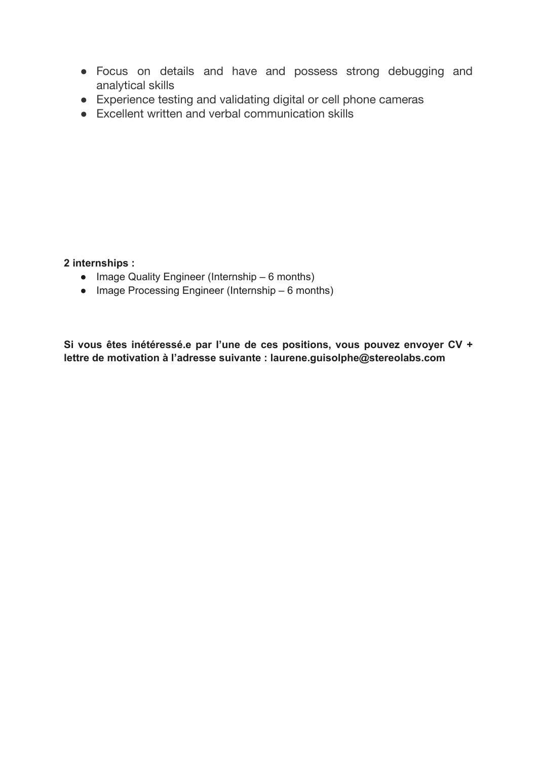- Focus on details and have and possess strong debugging and analytical skills
- Experience testing and validating digital or cell phone cameras
- Excellent written and verbal communication skills

**2 internships :**

- Image Quality Engineer (Internship – 6 months)
- Image Processing Engineer (Internship – 6 months)

**Si vous êtes inétéressé.e par l'une de ces positions, vous pouvez envoyer CV + lettre de motivation à l'adresse suivante : laurene.guisolphe@stereolabs.com**